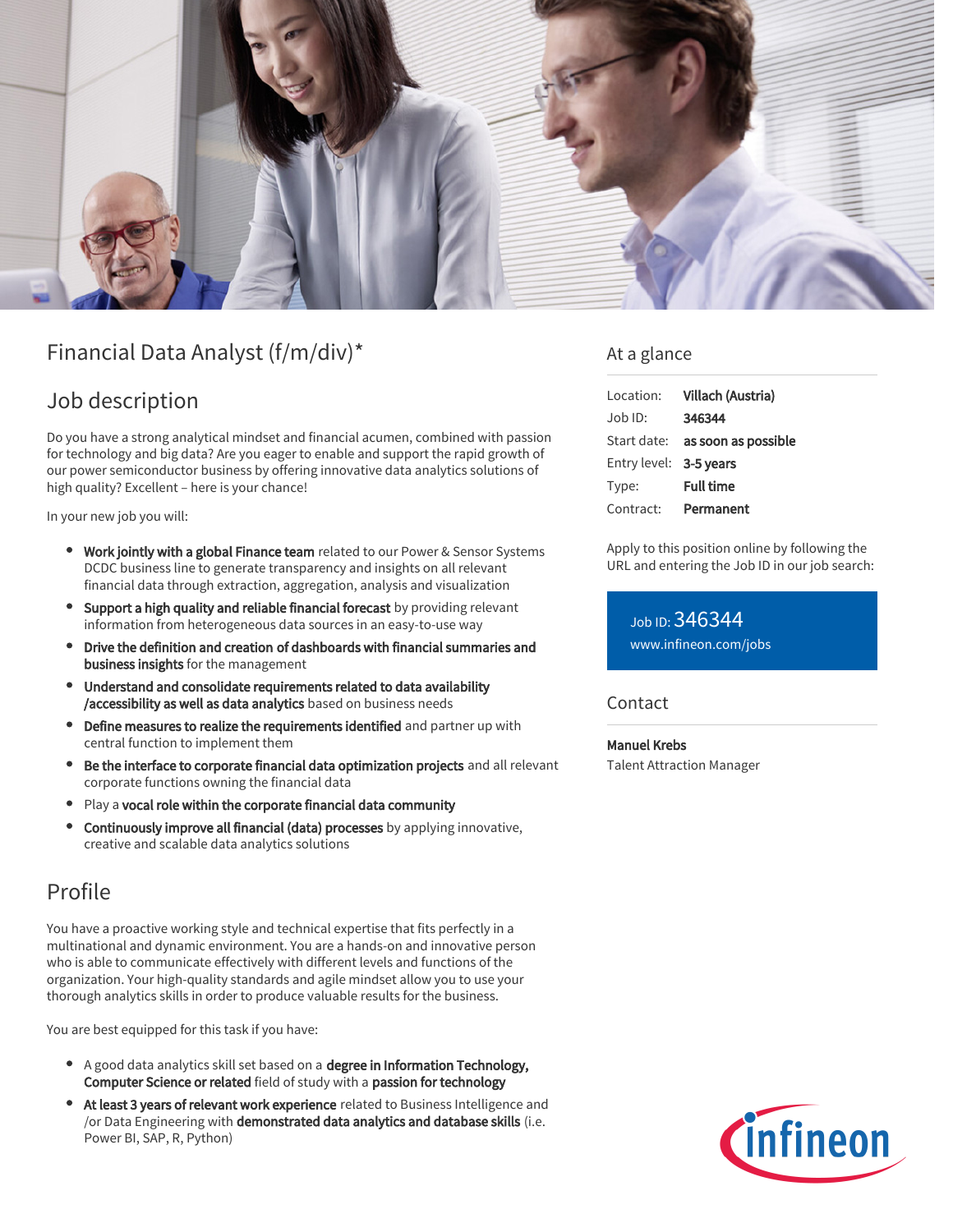# Financial Data Analyst (f/m/div)*

## Job description

Do you have a strong analytical mindset and financial acumen, combined with passion for technology and big data? Are you eager to enable and support the rapid growth of our power semiconductor business by offering innovative data analytics solutions of high quality? Excellent – here is your chance!

In your new job you will:

- **Work jointly with a global Finance team** related to our Power & Sensor Systems DCDC business line to generate transparency and insights on all relevant financial data through extraction, aggregation, analysis and visualization
- **Support a high quality and reliable financial forecast** by providing relevant information from heterogeneous data sources in an easy-to-use way
- **Drive the definition and creation of dashboards with financial summaries and business insights** for the management
- **Understand and consolidate requirements related to data availability /accessibility as well as data analytics** based on business needs
- **Define measures to realize the requirements identified** and partner up with central function to implement them
- **Be the interface to corporate financial data optimization projects** and all relevant corporate functions owning the financial data
- Play a **vocal role within the corporate financial data community**
- **Continuously improve all financial (data) processes** by applying innovative, creative and scalable data analytics solutions

## Profile

You have a proactive working style and technical expertise that fits perfectly in a multinational and dynamic environment. You are a hands-on and innovative person who is able to communicate effectively with different levels and functions of the organization. Your high-quality standards and agile mindset allow you to use your thorough analytics skills in order to produce valuable results for the business.

You are best equipped for this task if you have:

- A good data analytics skill set based on a **degree in Information Technology, Computer Science or related** field of study with a **passion for technology**
- **At least 3 years of relevant work experience** related to Business Intelligence and /or Data Engineering with **demonstrated data analytics and database skills** (i.e. Power BI, SAP, R, Python)

## At a glance

| | |
|---|---|
| Location: | **Villach (Austria)** |
| Job ID: | **346344** |
| Start date: | **as soon as possible** |
| Entry level: | **3-5 years** |
| Type: | **Full time** |
| Contract: | **Permanent** |

Apply to this position online by following the URL and entering the Job ID in our job search:

Job ID: 346344
www.infineon.com/jobs

## Contact

**Manuel Krebs**
Talent Attraction Manager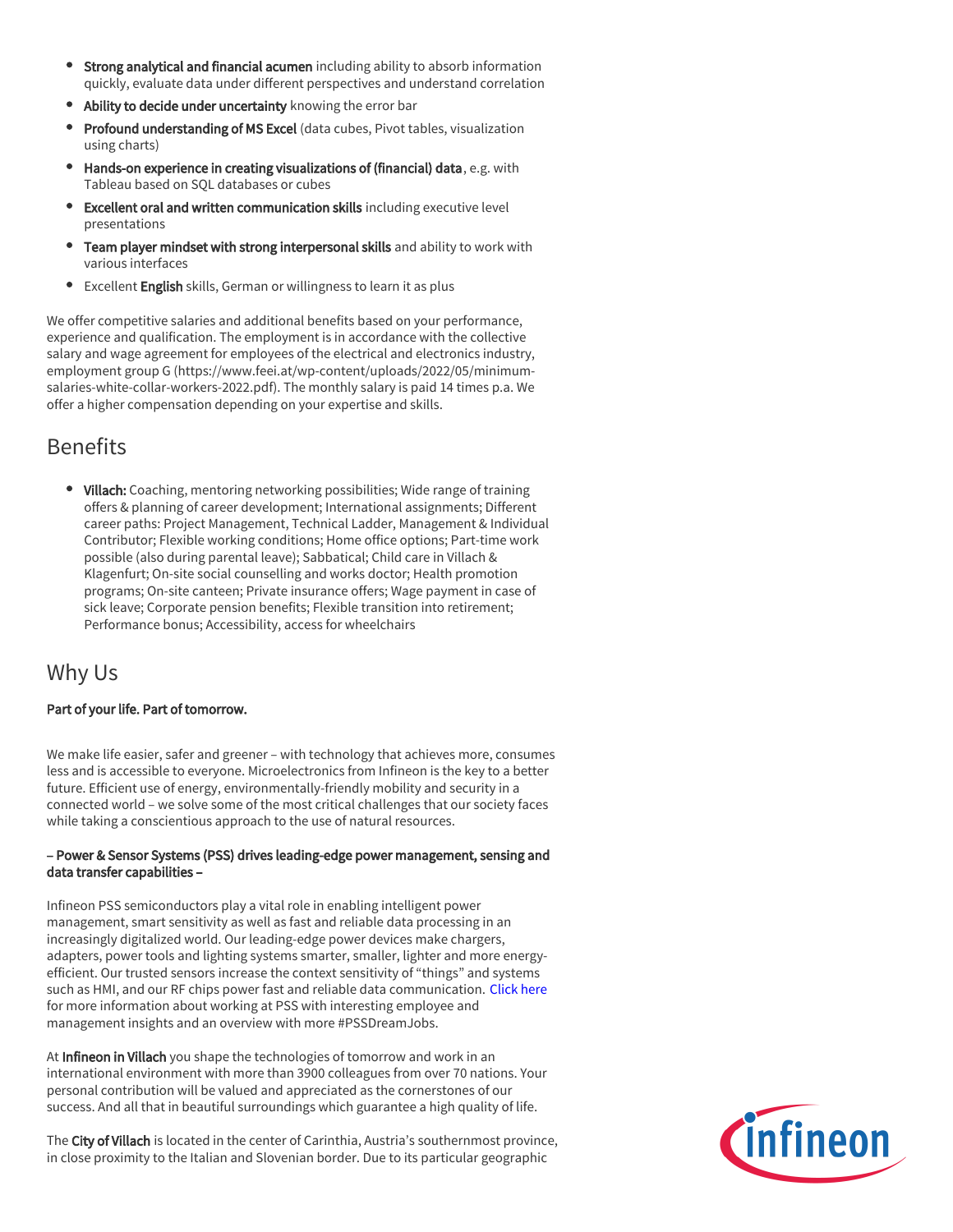- **Strong analytical and financial acumen** including ability to absorb information quickly, evaluate data under different perspectives and understand correlation
- **Ability to decide under uncertainty** knowing the error bar
- **Profound understanding of MS Excel** (data cubes, Pivot tables, visualization using charts)
- **Hands-on experience in creating visualizations of (financial) data**, e.g. with Tableau based on SQL databases or cubes
- **Excellent oral and written communication skills** including executive level presentations
- **Team player mindset with strong interpersonal skills** and ability to work with various interfaces
- Excellent **English** skills, German or willingness to learn it as plus

We offer competitive salaries and additional benefits based on your performance, experience and qualification. The employment is in accordance with the collective salary and wage agreement for employees of the electrical and electronics industry, employment group G (https://www.feei.at/wp-content/uploads/2022/05/minimum-salaries-white-collar-workers-2022.pdf). The monthly salary is paid 14 times p.a. We offer a higher compensation depending on your expertise and skills.

## Benefits

- **Villach:** Coaching, mentoring networking possibilities; Wide range of training offers & planning of career development; International assignments; Different career paths: Project Management, Technical Ladder, Management & Individual Contributor; Flexible working conditions; Home office options; Part-time work possible (also during parental leave); Sabbatical; Child care in Villach & Klagenfurt; On-site social counselling and works doctor; Health promotion programs; On-site canteen; Private insurance offers; Wage payment in case of sick leave; Corporate pension benefits; Flexible transition into retirement; Performance bonus; Accessibility, access for wheelchairs

## Why Us

**Part of your life. Part of tomorrow.**

We make life easier, safer and greener – with technology that achieves more, consumes less and is accessible to everyone. Microelectronics from Infineon is the key to a better future. Efficient use of energy, environmentally-friendly mobility and security in a connected world – we solve some of the most critical challenges that our society faces while taking a conscientious approach to the use of natural resources.

**– Power & Sensor Systems (PSS) drives leading-edge power management, sensing and data transfer capabilities –**

Infineon PSS semiconductors play a vital role in enabling intelligent power management, smart sensitivity as well as fast and reliable data processing in an increasingly digitalized world. Our leading-edge power devices make chargers, adapters, power tools and lighting systems smarter, smaller, lighter and more energy-efficient. Our trusted sensors increase the context sensitivity of "things" and systems such as HMI, and our RF chips power fast and reliable data communication. Click here for more information about working at PSS with interesting employee and management insights and an overview with more #PSSDreamJobs.

At **Infineon in Villach** you shape the technologies of tomorrow and work in an international environment with more than 3900 colleagues from over 70 nations. Your personal contribution will be valued and appreciated as the cornerstones of our success. And all that in beautiful surroundings which guarantee a high quality of life.

The **City of Villach** is located in the center of Carinthia, Austria's southernmost province, in close proximity to the Italian and Slovenian border. Due to its particular geographic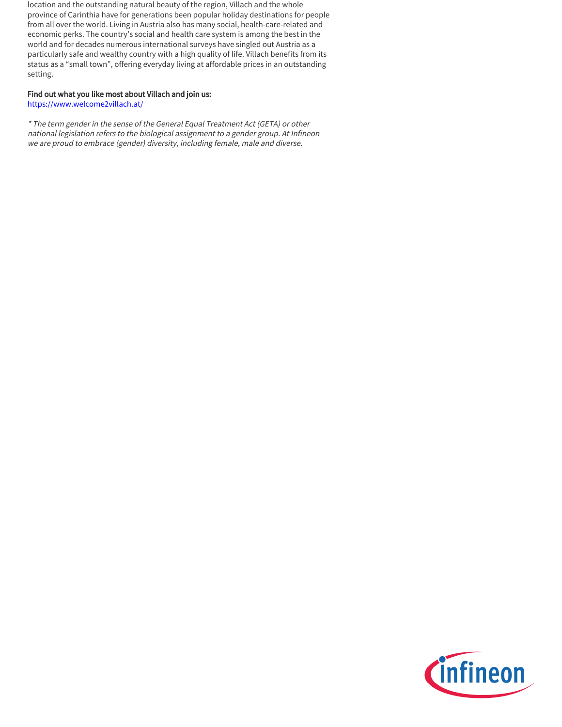location and the outstanding natural beauty of the region, Villach and the whole province of Carinthia have for generations been popular holiday destinations for people from all over the world. Living in Austria also has many social, health-care-related and economic perks. The country's social and health care system is among the best in the world and for decades numerous international surveys have singled out Austria as a particularly safe and wealthy country with a high quality of life. Villach benefits from its status as a "small town", offering everyday living at affordable prices in an outstanding setting.

**Find out what you like most about Villach and join us:**
https://www.welcome2villach.at/

*\* The term gender in the sense of the General Equal Treatment Act (GETA) or other national legislation refers to the biological assignment to a gender group. At Infineon we are proud to embrace (gender) diversity, including female, male and diverse.*